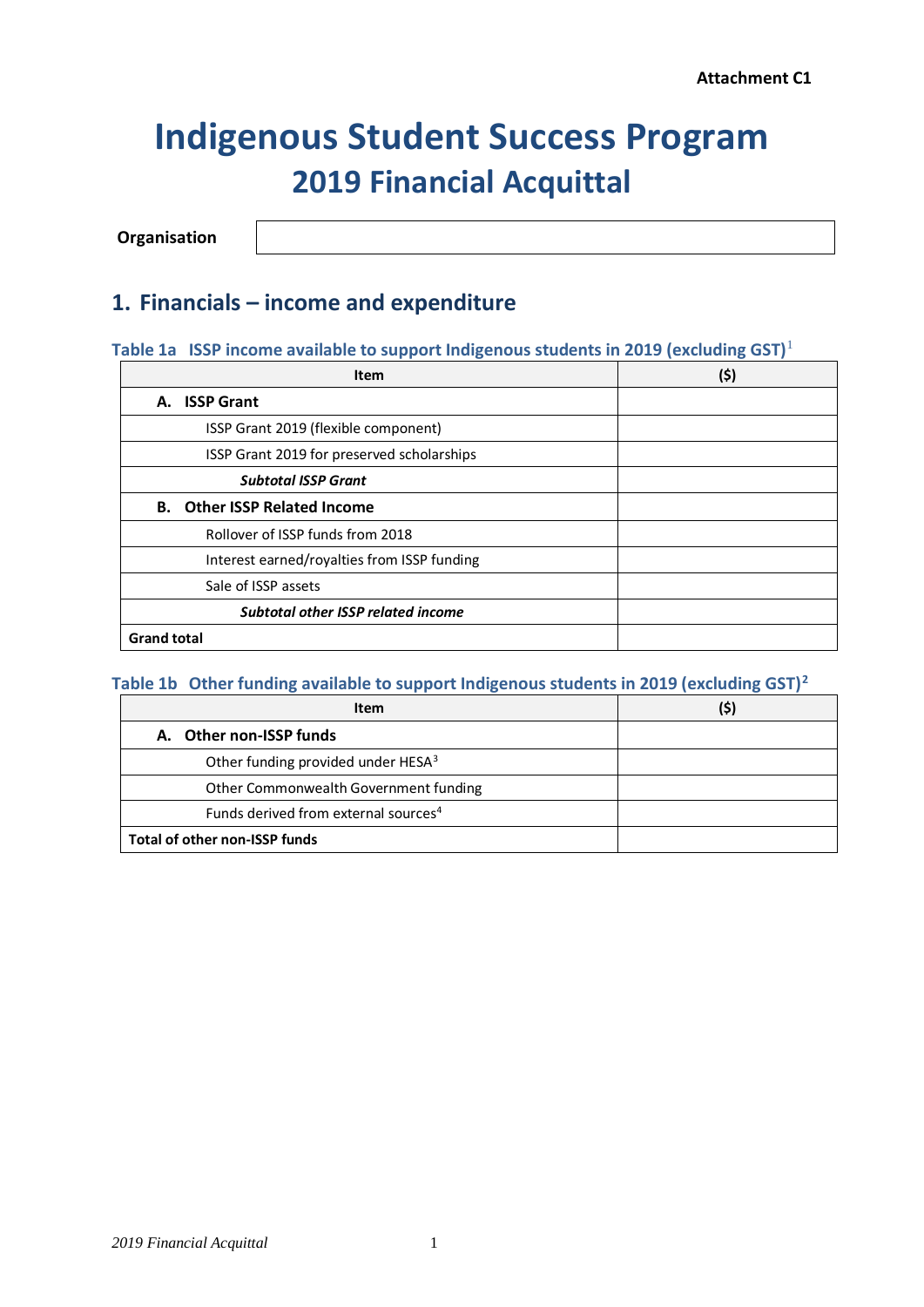**Attachment C1**

# Indigenous Student Success Program

## 2019 Financial Acquittal

| **Organisation** | |
|---|---|

## 1. Financials – income and expenditure

### Table 1a ISSP income available to support Indigenous students in 2019 (excluding GST)[1]

| Item | ($) |
|---|---|
| **A. ISSP Grant** | |
| ISSP Grant 2019 (flexible component) | |
| ISSP Grant 2019 for preserved scholarships | |
| ***Subtotal ISSP Grant*** | |
| **B. Other ISSP Related Income** | |
| Rollover of ISSP funds from 2018 | |
| Interest earned/royalties from ISSP funding | |
| Sale of ISSP assets | |
| ***Subtotal other ISSP related income*** | |
| **Grand total** | |

### Table 1b Other funding available to support Indigenous students in 2019 (excluding GST)[2]

| Item | ($) |
|---|---|
| **A. Other non-ISSP funds** | |
| Other funding provided under HESA[3] | |
| Other Commonwealth Government funding | |
| Funds derived from external sources[4] | |
| **Total of other non-ISSP funds** | |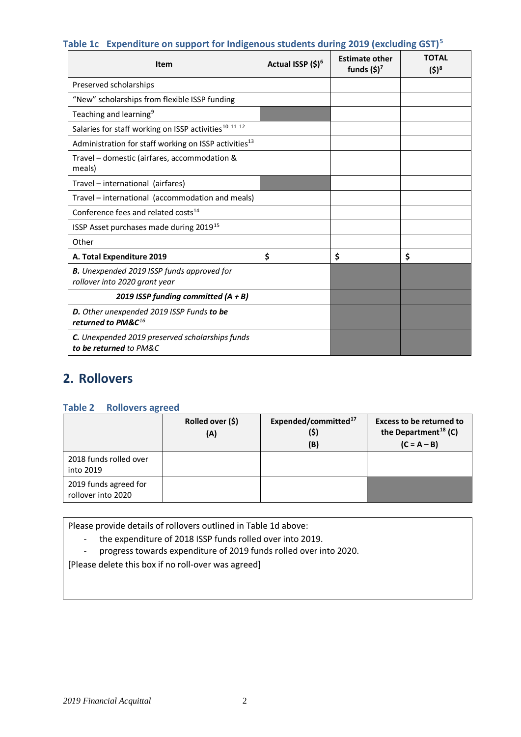**Table 1c Expenditure on support for Indigenous students during 2019 (excluding GST)[5]**

| Item | Actual ISSP ($)[6] | Estimate other funds ($)[7] | TOTAL ($)[8] |
|---|---|---|---|
| Preserved scholarships | | | |
| "New" scholarships from flexible ISSP funding | | | |
| Teaching and learning[9] | | | |
| Salaries for staff working on ISSP activities[10] [11] [12] | | | |
| Administration for staff working on ISSP activities[13] | | | |
| Travel – domestic (airfares, accommodation & meals) | | | |
| Travel – international (airfares) | | | |
| Travel – international (accommodation and meals) | | | |
| Conference fees and related costs[14] | | | |
| ISSP Asset purchases made during 2019[15] | | | |
| Other | | | |
| **A. Total Expenditure 2019** | **$** | **$** | **$** |
| ***B.*** *Unexpended 2019 ISSP funds approved for rollover into 2020 grant year* | | | |
| ***2019 ISSP funding committed (A + B)*** | | | |
| ***D.*** *Other unexpended 2019 ISSP Funds* ***to be returned to PM&C***[16] | | | |
| ***C.*** *Unexpended 2019 preserved scholarships funds* ***to be returned*** *to PM&C* | | | |

## 2. Rollovers

**Table 2 Rollovers agreed**

| | Rolled over ($) (A) | Expended/committed[17] ($) (B) | Excess to be returned to the Department[18] (C) (C = A – B) |
|---|---|---|---|
| 2018 funds rolled over into 2019 | | | |
| 2019 funds agreed for rollover into 2020 | | | |

Please provide details of rollovers outlined in Table 1d above:

- the expenditure of 2018 ISSP funds rolled over into 2019.
- progress towards expenditure of 2019 funds rolled over into 2020.

[Please delete this box if no roll-over was agreed]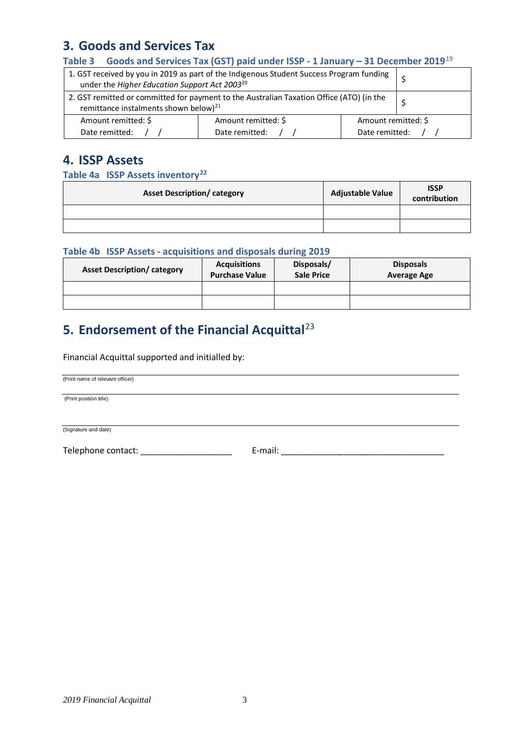## 3. Goods and Services Tax

### Table 3 Goods and Services Tax (GST) paid under ISSP - 1 January – 31 December 2019[19]

| | | |
|---|---|---|
| 1. GST received by you in 2019 as part of the Indigenous Student Success Program funding under the *Higher Education Support Act 2003*[20] | | $ |
| 2. GST remitted or committed for payment to the Australian Taxation Office (ATO) (in the remittance instalments shown below)[21] | | $ |
| Amount remitted: $<br>Date remitted: / / | Amount remitted: $<br>Date remitted: / / | Amount remitted: $<br>Date remitted: / / |

## 4. ISSP Assets

### Table 4a ISSP Assets inventory[22]

| Asset Description/ category | Adjustable Value | ISSP contribution |
|---|---|---|
| | | |
| | | |

### Table 4b ISSP Assets - acquisitions and disposals during 2019

| Asset Description/ category | Acquisitions Purchase Value | Disposals/ Sale Price | Disposals Average Age |
|---|---|---|---|
| | | | |
| | | | |

## 5. Endorsement of the Financial Acquittal[23]

Financial Acquittal supported and initialled by:

_______________________________________________
(Print name of relevant officer)

_______________________________________________
(Print position title)

_______________________________________________
(Signature and date)

Telephone contact: ___________________ E-mail: __________________________________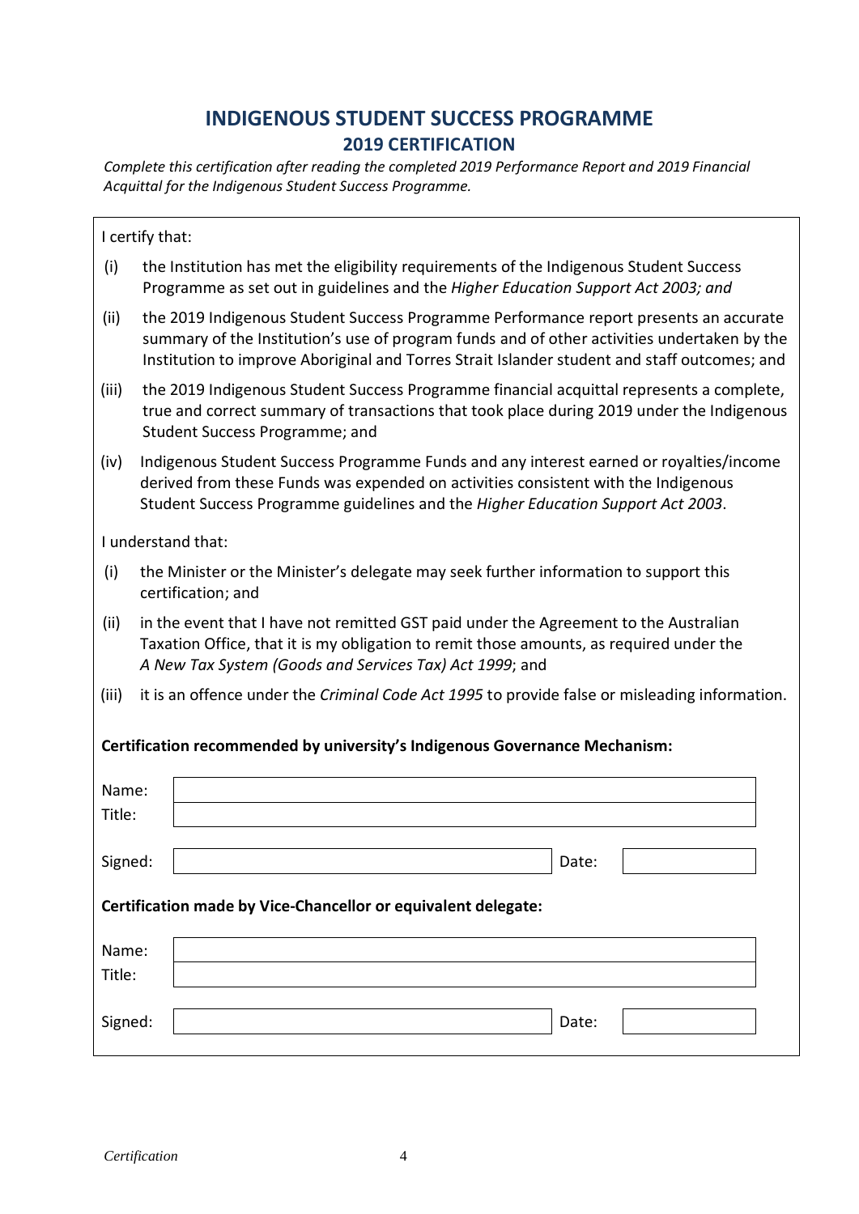# INDIGENOUS STUDENT SUCCESS PROGRAMME

## 2019 CERTIFICATION

*Complete this certification after reading the completed 2019 Performance Report and 2019 Financial Acquittal for the Indigenous Student Success Programme.*

I certify that:

(i) the Institution has met the eligibility requirements of the Indigenous Student Success Programme as set out in guidelines and the *Higher Education Support Act 2003; and*

(ii) the 2019 Indigenous Student Success Programme Performance report presents an accurate summary of the Institution's use of program funds and of other activities undertaken by the Institution to improve Aboriginal and Torres Strait Islander student and staff outcomes; and

(iii) the 2019 Indigenous Student Success Programme financial acquittal represents a complete, true and correct summary of transactions that took place during 2019 under the Indigenous Student Success Programme; and

(iv) Indigenous Student Success Programme Funds and any interest earned or royalties/income derived from these Funds was expended on activities consistent with the Indigenous Student Success Programme guidelines and the *Higher Education Support Act 2003*.

I understand that:

(i) the Minister or the Minister's delegate may seek further information to support this certification; and

(ii) in the event that I have not remitted GST paid under the Agreement to the Australian Taxation Office, that it is my obligation to remit those amounts, as required under the *A New Tax System (Goods and Services Tax) Act 1999*; and

(iii) it is an offence under the *Criminal Code Act 1995* to provide false or misleading information.

**Certification recommended by university's Indigenous Governance Mechanism:**

Name:

Title:

Signed: Date:

**Certification made by Vice-Chancellor or equivalent delegate:**

Name:

Title:

Signed: Date: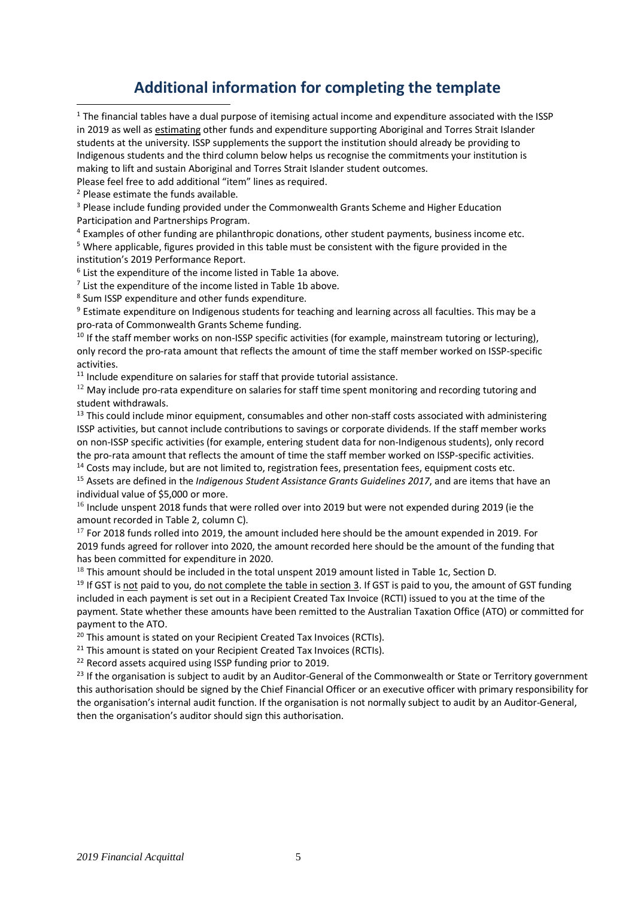## Additional information for completing the template

[1] The financial tables have a dual purpose of itemising actual income and expenditure associated with the ISSP in 2019 as well as estimating other funds and expenditure supporting Aboriginal and Torres Strait Islander students at the university. ISSP supplements the support the institution should already be providing to Indigenous students and the third column below helps us recognise the commitments your institution is making to lift and sustain Aboriginal and Torres Strait Islander student outcomes.

Please feel free to add additional "item" lines as required.

[2] Please estimate the funds available.

[3] Please include funding provided under the Commonwealth Grants Scheme and Higher Education Participation and Partnerships Program.

[4] Examples of other funding are philanthropic donations, other student payments, business income etc.

[5] Where applicable, figures provided in this table must be consistent with the figure provided in the institution's 2019 Performance Report.

[6] List the expenditure of the income listed in Table 1a above.

[7] List the expenditure of the income listed in Table 1b above.

[8] Sum ISSP expenditure and other funds expenditure.

[9] Estimate expenditure on Indigenous students for teaching and learning across all faculties. This may be a pro-rata of Commonwealth Grants Scheme funding.

[10] If the staff member works on non-ISSP specific activities (for example, mainstream tutoring or lecturing), only record the pro-rata amount that reflects the amount of time the staff member worked on ISSP-specific activities.

[11] Include expenditure on salaries for staff that provide tutorial assistance.

[12] May include pro-rata expenditure on salaries for staff time spent monitoring and recording tutoring and student withdrawals.

[13] This could include minor equipment, consumables and other non-staff costs associated with administering ISSP activities, but cannot include contributions to savings or corporate dividends. If the staff member works on non-ISSP specific activities (for example, entering student data for non-Indigenous students), only record the pro-rata amount that reflects the amount of time the staff member worked on ISSP-specific activities.

[14] Costs may include, but are not limited to, registration fees, presentation fees, equipment costs etc.

[15] Assets are defined in the *Indigenous Student Assistance Grants Guidelines 2017*, and are items that have an individual value of $5,000 or more.

[16] Include unspent 2018 funds that were rolled over into 2019 but were not expended during 2019 (ie the amount recorded in Table 2, column C).

[17] For 2018 funds rolled into 2019, the amount included here should be the amount expended in 2019. For 2019 funds agreed for rollover into 2020, the amount recorded here should be the amount of the funding that has been committed for expenditure in 2020.

[18] This amount should be included in the total unspent 2019 amount listed in Table 1c, Section D.

[19] If GST is not paid to you, do not complete the table in section 3. If GST is paid to you, the amount of GST funding included in each payment is set out in a Recipient Created Tax Invoice (RCTI) issued to you at the time of the payment. State whether these amounts have been remitted to the Australian Taxation Office (ATO) or committed for payment to the ATO.

[20] This amount is stated on your Recipient Created Tax Invoices (RCTIs).

[21] This amount is stated on your Recipient Created Tax Invoices (RCTIs).

[22] Record assets acquired using ISSP funding prior to 2019.

[23] If the organisation is subject to audit by an Auditor-General of the Commonwealth or State or Territory government this authorisation should be signed by the Chief Financial Officer or an executive officer with primary responsibility for the organisation's internal audit function. If the organisation is not normally subject to audit by an Auditor-General, then the organisation's auditor should sign this authorisation.